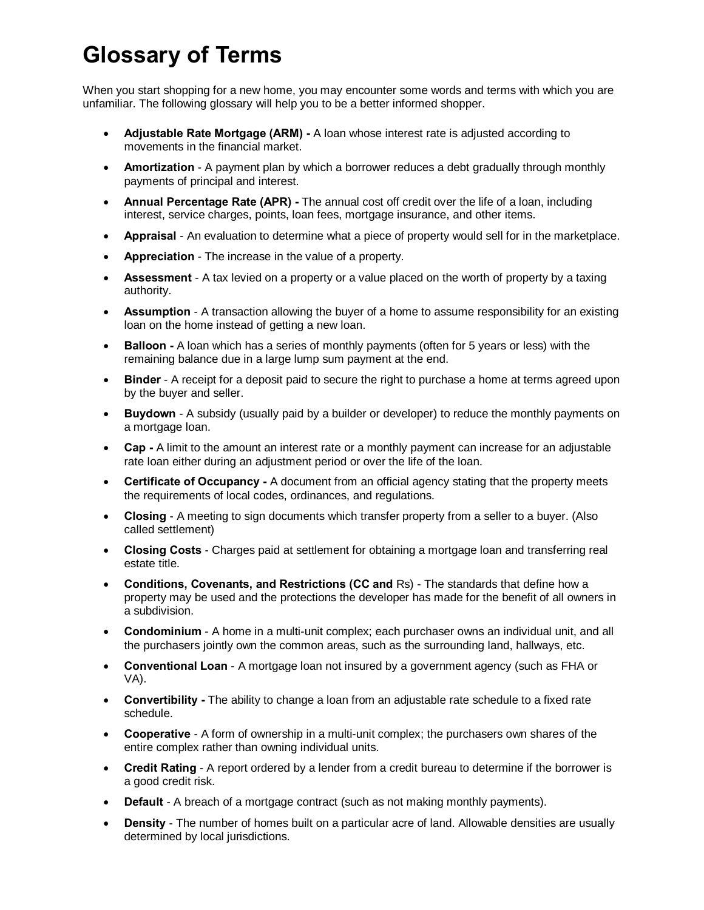# Glossary of Terms

When you start shopping for a new home, you may encounter some words and terms with which you are unfamiliar. The following glossary will help you to be a better informed shopper.

- **Adjustable Rate Mortgage (ARM) -** A loan whose interest rate is adjusted according to movements in the financial market.
- **Amortization** - A payment plan by which a borrower reduces a debt gradually through monthly payments of principal and interest.
- **Annual Percentage Rate (APR) -** The annual cost off credit over the life of a loan, including interest, service charges, points, loan fees, mortgage insurance, and other items.
- **Appraisal** - An evaluation to determine what a piece of property would sell for in the marketplace.
- **Appreciation** - The increase in the value of a property.
- **Assessment** - A tax levied on a property or a value placed on the worth of property by a taxing authority.
- **Assumption** - A transaction allowing the buyer of a home to assume responsibility for an existing loan on the home instead of getting a new loan.
- **Balloon -** A loan which has a series of monthly payments (often for 5 years or less) with the remaining balance due in a large lump sum payment at the end.
- **Binder** - A receipt for a deposit paid to secure the right to purchase a home at terms agreed upon by the buyer and seller.
- **Buydown** - A subsidy (usually paid by a builder or developer) to reduce the monthly payments on a mortgage loan.
- **Cap -** A limit to the amount an interest rate or a monthly payment can increase for an adjustable rate loan either during an adjustment period or over the life of the loan.
- **Certificate of Occupancy -** A document from an official agency stating that the property meets the requirements of local codes, ordinances, and regulations.
- **Closing** - A meeting to sign documents which transfer property from a seller to a buyer. (Also called settlement)
- **Closing Costs** - Charges paid at settlement for obtaining a mortgage loan and transferring real estate title.
- **Conditions, Covenants, and Restrictions (CC and** Rs) - The standards that define how a property may be used and the protections the developer has made for the benefit of all owners in a subdivision.
- **Condominium** - A home in a multi-unit complex; each purchaser owns an individual unit, and all the purchasers jointly own the common areas, such as the surrounding land, hallways, etc.
- **Conventional Loan** - A mortgage loan not insured by a government agency (such as FHA or VA).
- **Convertibility -** The ability to change a loan from an adjustable rate schedule to a fixed rate schedule.
- **Cooperative** - A form of ownership in a multi-unit complex; the purchasers own shares of the entire complex rather than owning individual units.
- **Credit Rating** - A report ordered by a lender from a credit bureau to determine if the borrower is a good credit risk.
- **Default** - A breach of a mortgage contract (such as not making monthly payments).
- **Density** - The number of homes built on a particular acre of land. Allowable densities are usually determined by local jurisdictions.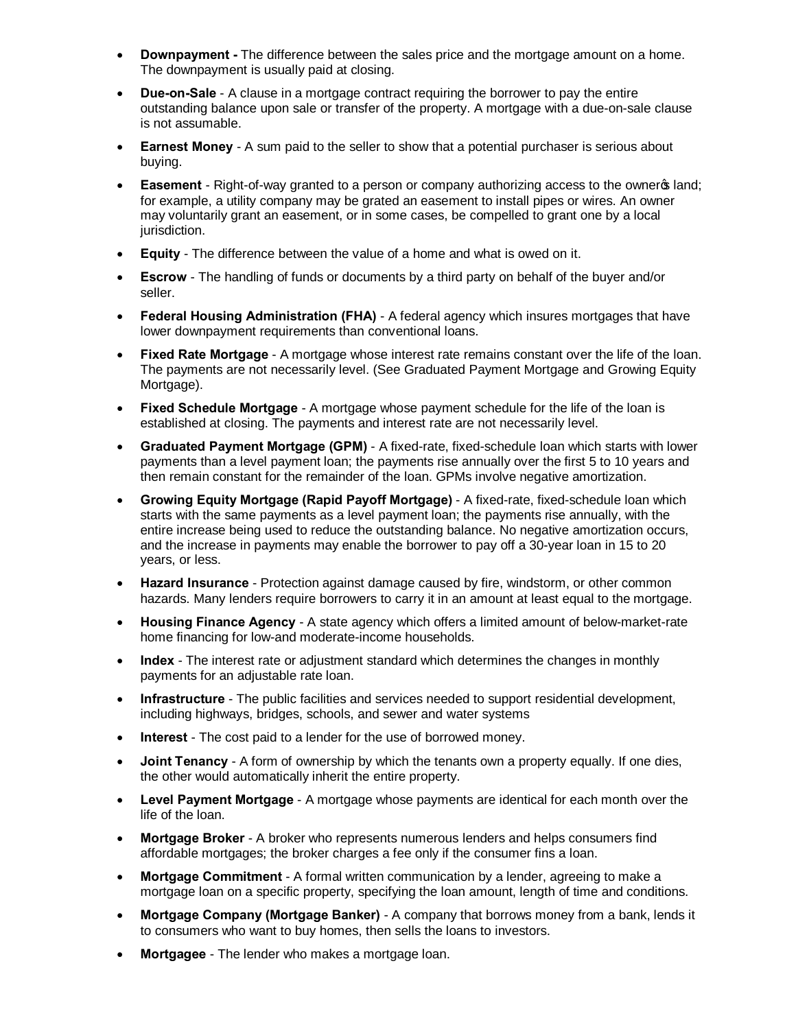- **Downpayment -** The difference between the sales price and the mortgage amount on a home. The downpayment is usually paid at closing.
- **Due-on-Sale** - A clause in a mortgage contract requiring the borrower to pay the entire outstanding balance upon sale or transfer of the property. A mortgage with a due-on-sale clause is not assumable.
- **Earnest Money** - A sum paid to the seller to show that a potential purchaser is serious about buying.
- **Easement** - Right-of-way granted to a person or company authorizing access to the owner's land; for example, a utility company may be grated an easement to install pipes or wires. An owner may voluntarily grant an easement, or in some cases, be compelled to grant one by a local jurisdiction.
- **Equity** - The difference between the value of a home and what is owed on it.
- **Escrow** - The handling of funds or documents by a third party on behalf of the buyer and/or seller.
- **Federal Housing Administration (FHA)** - A federal agency which insures mortgages that have lower downpayment requirements than conventional loans.
- **Fixed Rate Mortgage** - A mortgage whose interest rate remains constant over the life of the loan. The payments are not necessarily level. (See Graduated Payment Mortgage and Growing Equity Mortgage).
- **Fixed Schedule Mortgage** - A mortgage whose payment schedule for the life of the loan is established at closing. The payments and interest rate are not necessarily level.
- **Graduated Payment Mortgage (GPM)** - A fixed-rate, fixed-schedule loan which starts with lower payments than a level payment loan; the payments rise annually over the first 5 to 10 years and then remain constant for the remainder of the loan. GPMs involve negative amortization.
- **Growing Equity Mortgage (Rapid Payoff Mortgage)** - A fixed-rate, fixed-schedule loan which starts with the same payments as a level payment loan; the payments rise annually, with the entire increase being used to reduce the outstanding balance. No negative amortization occurs, and the increase in payments may enable the borrower to pay off a 30-year loan in 15 to 20 years, or less.
- **Hazard Insurance** - Protection against damage caused by fire, windstorm, or other common hazards. Many lenders require borrowers to carry it in an amount at least equal to the mortgage.
- **Housing Finance Agency** - A state agency which offers a limited amount of below-market-rate home financing for low-and moderate-income households.
- **Index** - The interest rate or adjustment standard which determines the changes in monthly payments for an adjustable rate loan.
- **Infrastructure** - The public facilities and services needed to support residential development, including highways, bridges, schools, and sewer and water systems
- **Interest** - The cost paid to a lender for the use of borrowed money.
- **Joint Tenancy** - A form of ownership by which the tenants own a property equally. If one dies, the other would automatically inherit the entire property.
- **Level Payment Mortgage** - A mortgage whose payments are identical for each month over the life of the loan.
- **Mortgage Broker** - A broker who represents numerous lenders and helps consumers find affordable mortgages; the broker charges a fee only if the consumer fins a loan.
- **Mortgage Commitment** - A formal written communication by a lender, agreeing to make a mortgage loan on a specific property, specifying the loan amount, length of time and conditions.
- **Mortgage Company (Mortgage Banker)** - A company that borrows money from a bank, lends it to consumers who want to buy homes, then sells the loans to investors.
- **Mortgagee** - The lender who makes a mortgage loan.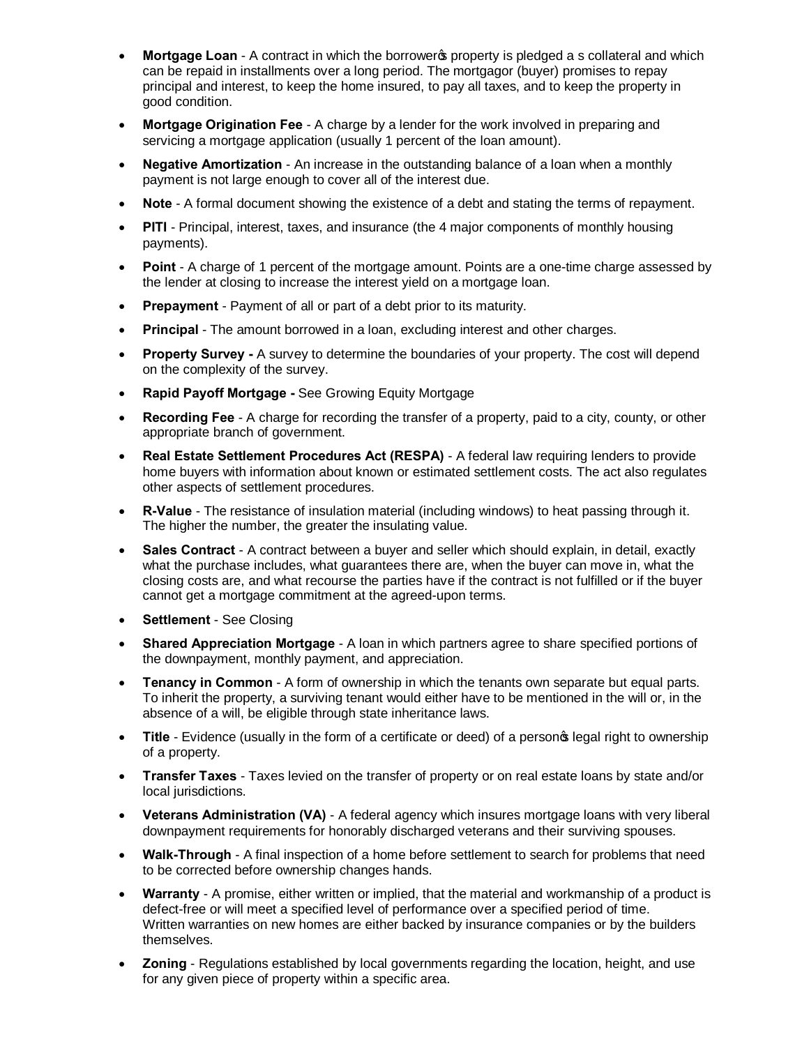- **Mortgage Loan** - A contract in which the borrower's property is pledged a s collateral and which can be repaid in installments over a long period. The mortgagor (buyer) promises to repay principal and interest, to keep the home insured, to pay all taxes, and to keep the property in good condition.
- **Mortgage Origination Fee** - A charge by a lender for the work involved in preparing and servicing a mortgage application (usually 1 percent of the loan amount).
- **Negative Amortization** - An increase in the outstanding balance of a loan when a monthly payment is not large enough to cover all of the interest due.
- **Note** - A formal document showing the existence of a debt and stating the terms of repayment.
- **PITI** - Principal, interest, taxes, and insurance (the 4 major components of monthly housing payments).
- **Point** - A charge of 1 percent of the mortgage amount. Points are a one-time charge assessed by the lender at closing to increase the interest yield on a mortgage loan.
- **Prepayment** - Payment of all or part of a debt prior to its maturity.
- **Principal** - The amount borrowed in a loan, excluding interest and other charges.
- **Property Survey -** A survey to determine the boundaries of your property. The cost will depend on the complexity of the survey.
- **Rapid Payoff Mortgage -** See Growing Equity Mortgage
- **Recording Fee** - A charge for recording the transfer of a property, paid to a city, county, or other appropriate branch of government.
- **Real Estate Settlement Procedures Act (RESPA)** - A federal law requiring lenders to provide home buyers with information about known or estimated settlement costs. The act also regulates other aspects of settlement procedures.
- **R-Value** - The resistance of insulation material (including windows) to heat passing through it. The higher the number, the greater the insulating value.
- **Sales Contract** - A contract between a buyer and seller which should explain, in detail, exactly what the purchase includes, what guarantees there are, when the buyer can move in, what the closing costs are, and what recourse the parties have if the contract is not fulfilled or if the buyer cannot get a mortgage commitment at the agreed-upon terms.
- **Settlement** - See Closing
- **Shared Appreciation Mortgage** - A loan in which partners agree to share specified portions of the downpayment, monthly payment, and appreciation.
- **Tenancy in Common** - A form of ownership in which the tenants own separate but equal parts. To inherit the property, a surviving tenant would either have to be mentioned in the will or, in the absence of a will, be eligible through state inheritance laws.
- **Title** - Evidence (usually in the form of a certificate or deed) of a person's legal right to ownership of a property.
- **Transfer Taxes** - Taxes levied on the transfer of property or on real estate loans by state and/or local jurisdictions.
- **Veterans Administration (VA)** - A federal agency which insures mortgage loans with very liberal downpayment requirements for honorably discharged veterans and their surviving spouses.
- **Walk-Through** - A final inspection of a home before settlement to search for problems that need to be corrected before ownership changes hands.
- **Warranty** - A promise, either written or implied, that the material and workmanship of a product is defect-free or will meet a specified level of performance over a specified period of time. Written warranties on new homes are either backed by insurance companies or by the builders themselves.
- **Zoning** - Regulations established by local governments regarding the location, height, and use for any given piece of property within a specific area.